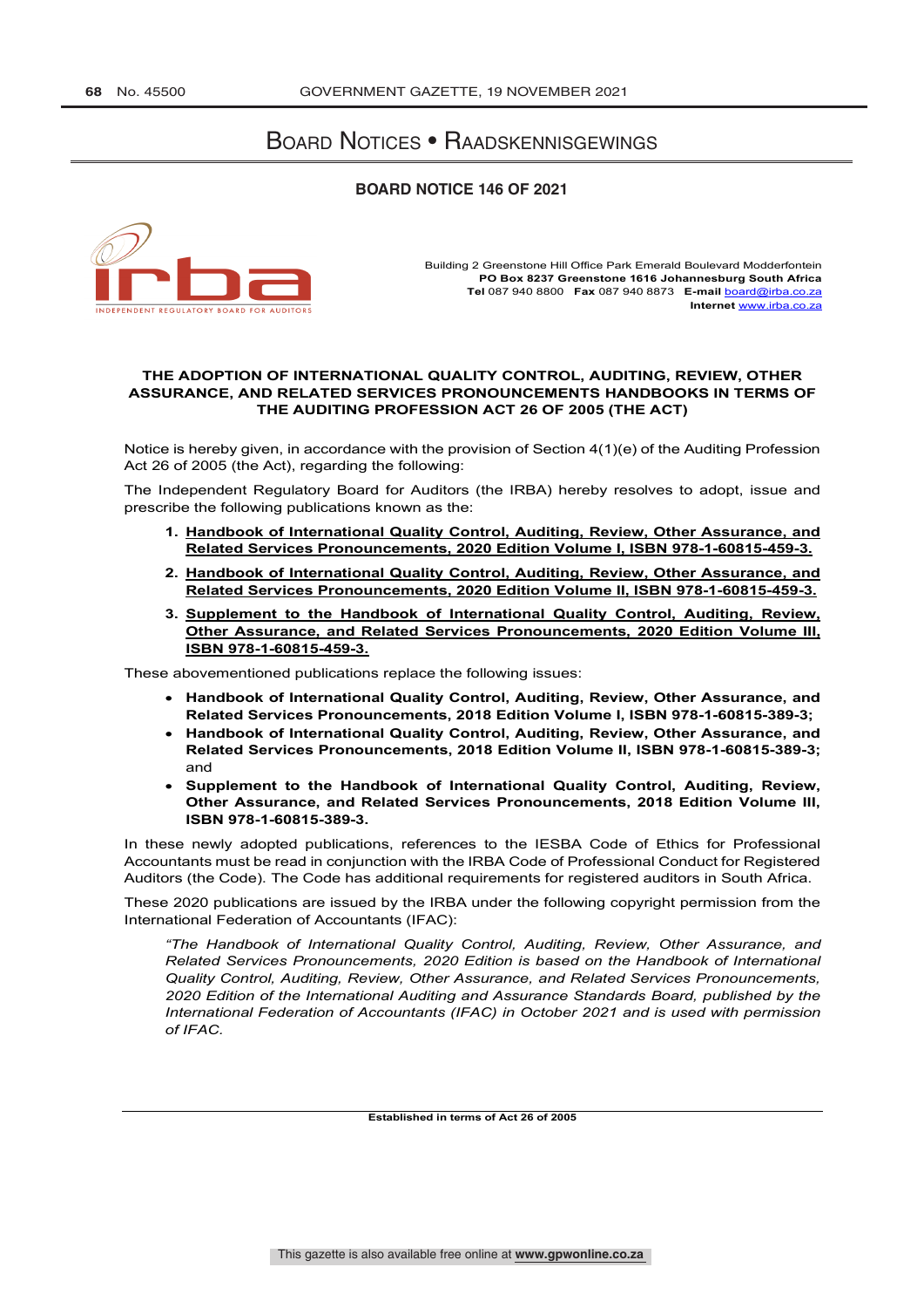# Board Notices • Raadskennisgewings

## BOARD NOTICE 146 OF 2021

irba
INDEPENDENT REGULATORY BOARD FOR AUDITORS

Building 2 Greenstone Hill Office Park Emerald Boulevard Modderfontein
**PO Box 8237 Greenstone 1616 Johannesburg South Africa**
**Tel** 087 940 8800 **Fax** 087 940 8873 **E-mail** board@irba.co.za
**Internet** www.irba.co.za

### THE ADOPTION OF INTERNATIONAL QUALITY CONTROL, AUDITING, REVIEW, OTHER ASSURANCE, AND RELATED SERVICES PRONOUNCEMENTS HANDBOOKS IN TERMS OF THE AUDITING PROFESSION ACT 26 OF 2005 (THE ACT)

Notice is hereby given, in accordance with the provision of Section 4(1)(e) of the Auditing Profession Act 26 of 2005 (the Act), regarding the following:

The Independent Regulatory Board for Auditors (the IRBA) hereby resolves to adopt, issue and prescribe the following publications known as the:

1. **Handbook of International Quality Control, Auditing, Review, Other Assurance, and Related Services Pronouncements, 2020 Edition Volume I, ISBN 978-1-60815-459-3.**
2. **Handbook of International Quality Control, Auditing, Review, Other Assurance, and Related Services Pronouncements, 2020 Edition Volume II, ISBN 978-1-60815-459-3.**
3. **Supplement to the Handbook of International Quality Control, Auditing, Review, Other Assurance, and Related Services Pronouncements, 2020 Edition Volume III, ISBN 978-1-60815-459-3.**

These abovementioned publications replace the following issues:

- **Handbook of International Quality Control, Auditing, Review, Other Assurance, and Related Services Pronouncements, 2018 Edition Volume I, ISBN 978-1-60815-389-3;**
- **Handbook of International Quality Control, Auditing, Review, Other Assurance, and Related Services Pronouncements, 2018 Edition Volume II, ISBN 978-1-60815-389-3;** and
- **Supplement to the Handbook of International Quality Control, Auditing, Review, Other Assurance, and Related Services Pronouncements, 2018 Edition Volume III, ISBN 978-1-60815-389-3.**

In these newly adopted publications, references to the IESBA Code of Ethics for Professional Accountants must be read in conjunction with the IRBA Code of Professional Conduct for Registered Auditors (the Code). The Code has additional requirements for registered auditors in South Africa.

These 2020 publications are issued by the IRBA under the following copyright permission from the International Federation of Accountants (IFAC):

*"The Handbook of International Quality Control, Auditing, Review, Other Assurance, and Related Services Pronouncements, 2020 Edition is based on the Handbook of International Quality Control, Auditing, Review, Other Assurance, and Related Services Pronouncements, 2020 Edition of the International Auditing and Assurance Standards Board, published by the International Federation of Accountants (IFAC) in October 2021 and is used with permission of IFAC.*

**Established in terms of Act 26 of 2005**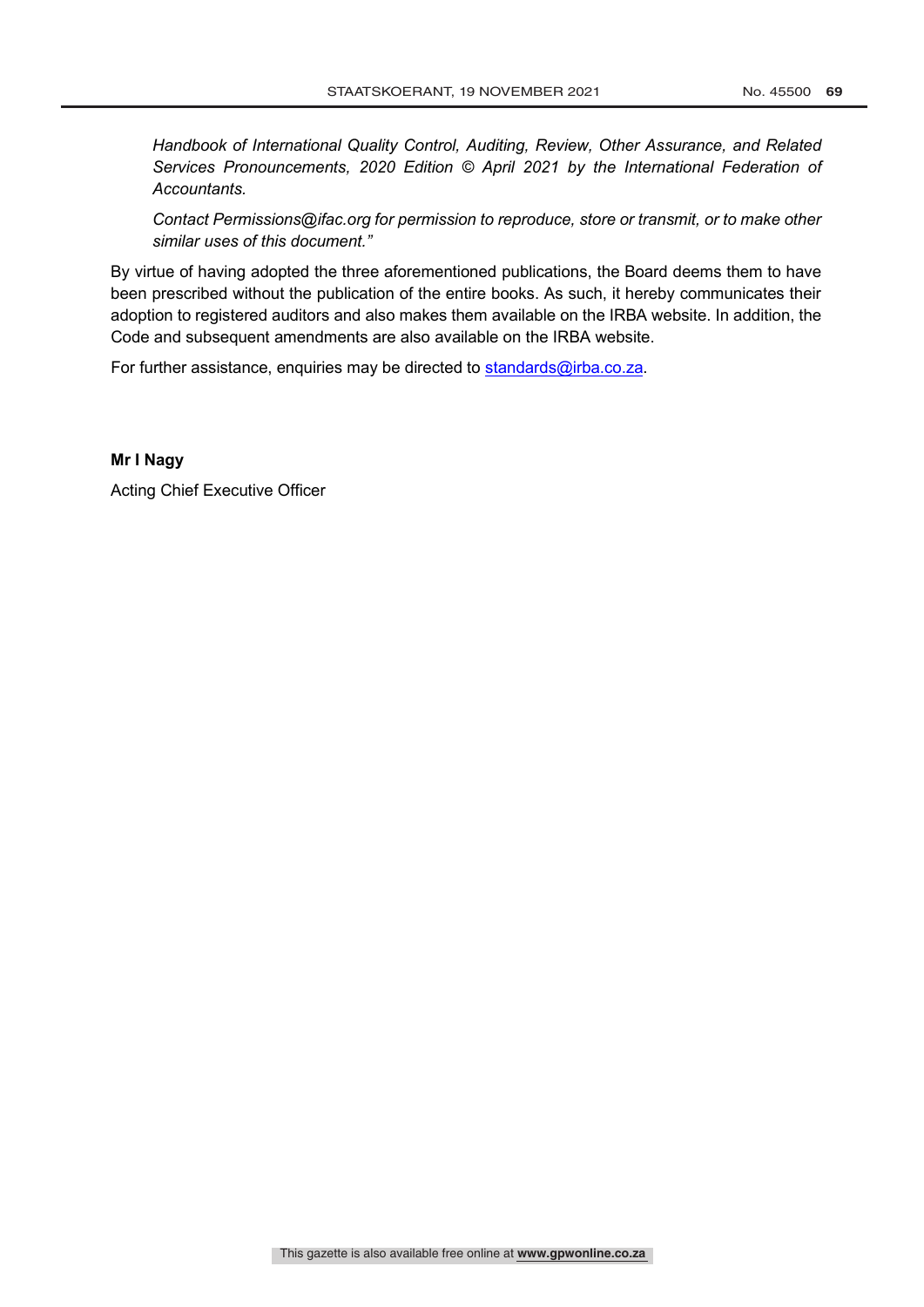*Handbook of International Quality Control, Auditing, Review, Other Assurance, and Related Services Pronouncements, 2020 Edition © April 2021 by the International Federation of Accountants.*

*Contact Permissions@ifac.org for permission to reproduce, store or transmit, or to make other similar uses of this document."*

By virtue of having adopted the three aforementioned publications, the Board deems them to have been prescribed without the publication of the entire books. As such, it hereby communicates their adoption to registered auditors and also makes them available on the IRBA website. In addition, the Code and subsequent amendments are also available on the IRBA website.

For further assistance, enquiries may be directed to standards@irba.co.za.

**Mr I Nagy**

Acting Chief Executive Officer